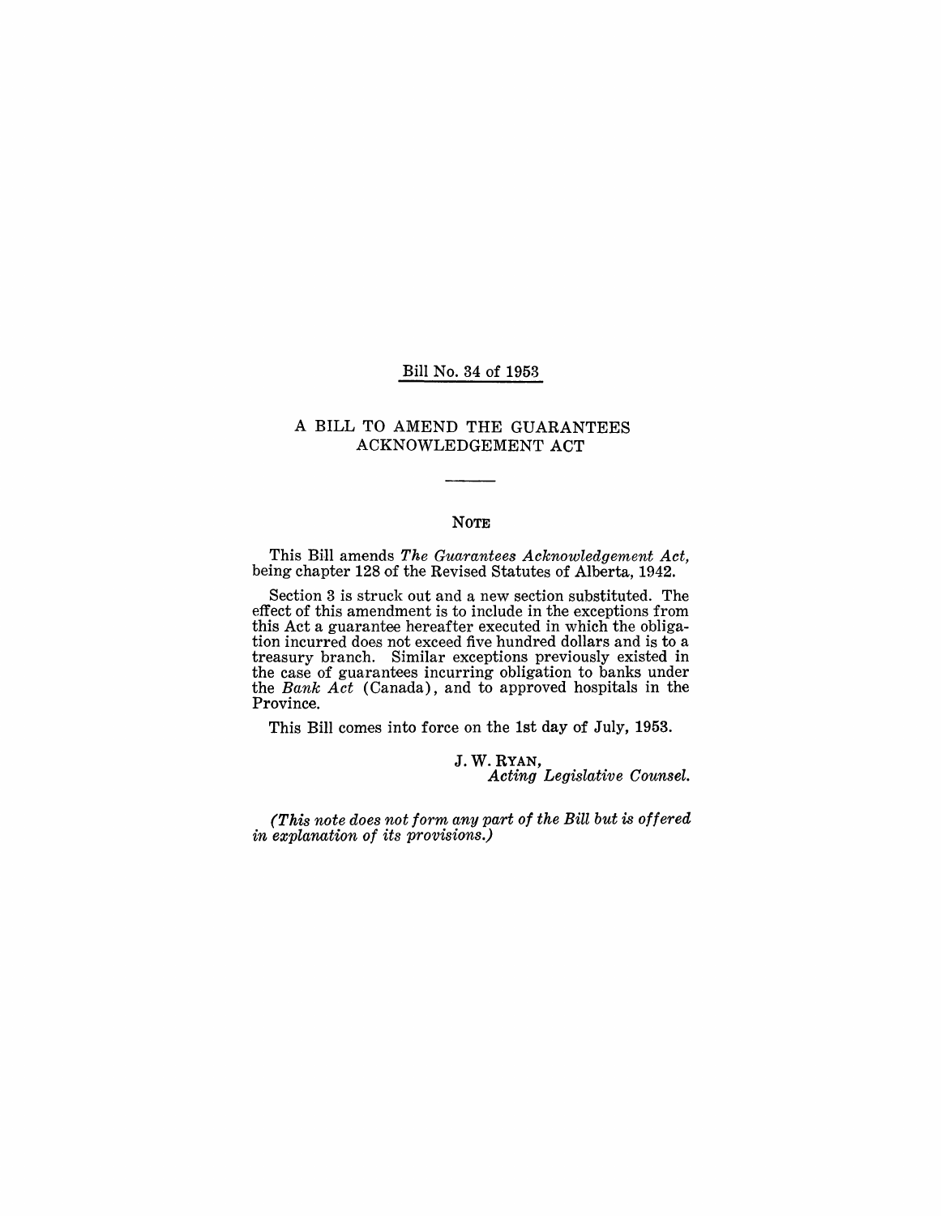Bill No. 34 of 1953

# A BILL TO AMEND THE GUARANTEES ACKNOWLEDGEMENT ACT

## NOTE

This Bill amends *The Guarantees Acknowledgement Act*, being chapter 128 of the Revised Statutes of Alberta, 1942.

Section 3 is struck out and a new section substituted. The effect of this amendment is to include in the exceptions from this Act a guarantee hereafter executed in which the obligation incurred does not exceed five hundred dollars and is to a treasury branch. Similar exceptions previously existed in the case of guarantees incurring obligation to banks under the *Bank Act* (Canada), and to approved hospitals in the Province.

This Bill comes into force on the 1st day of July, 1953.

J. W. RYAN,
*Acting Legislative Counsel.*

*(This note does not form any part of the Bill but is offered in explanation of its provisions.)*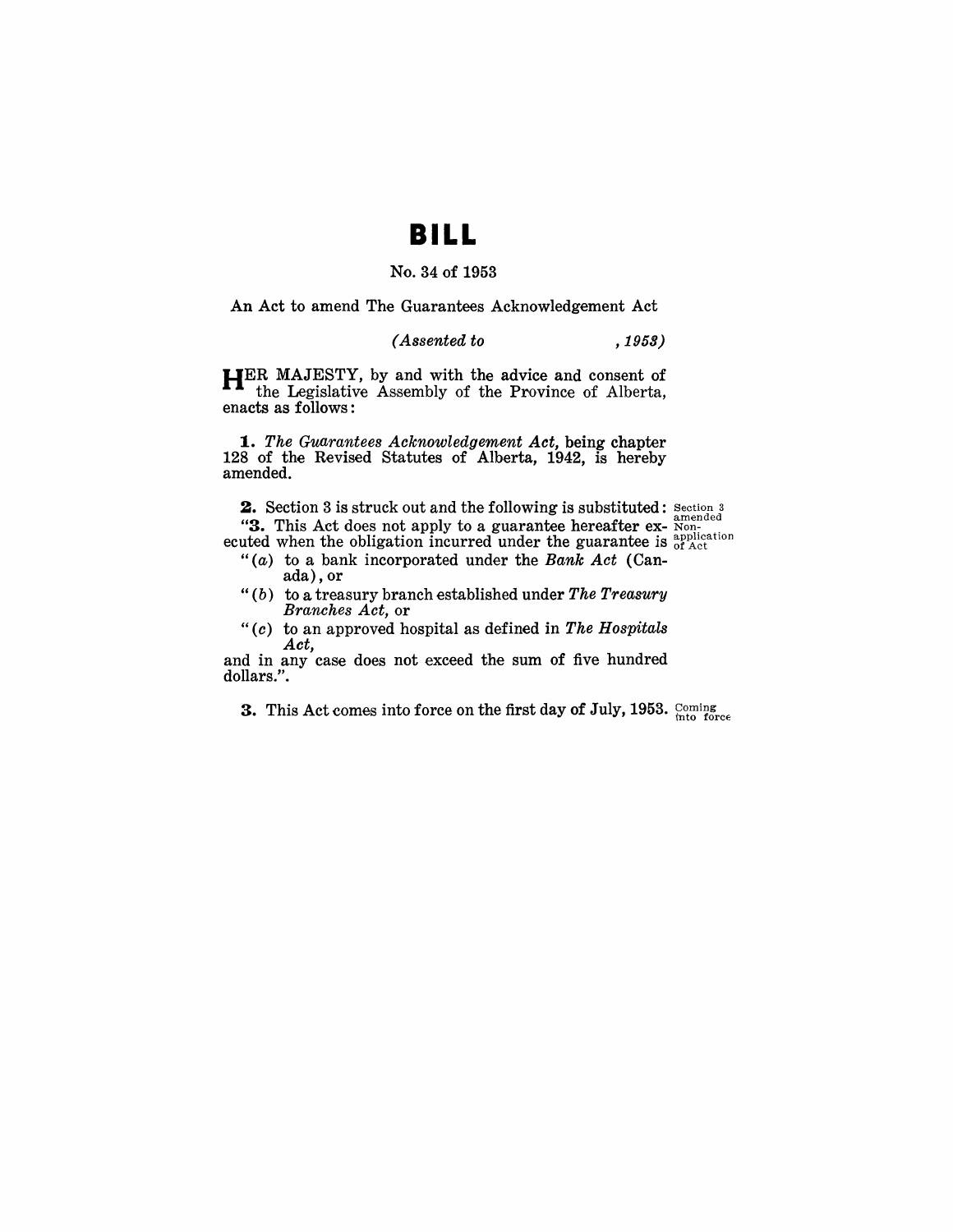# BILL

No. 34 of 1953

An Act to amend The Guarantees Acknowledgement Act

*(Assented to , 1953)*

HER MAJESTY, by and with the advice and consent of the Legislative Assembly of the Province of Alberta, enacts as follows:

**1.** *The Guarantees Acknowledgement Act,* being chapter 128 of the Revised Statutes of Alberta, 1942, is hereby amended.

**2.** Section 3 is struck out and the following is substituted: Section 3 amended

"**3.** This Act does not apply to a guarantee hereafter executed when the obligation incurred under the guarantee is Non-application of Act

"(*a*) to a bank incorporated under the *Bank Act* (Canada), or

"(*b*) to a treasury branch established under *The Treasury Branches Act,* or

"(*c*) to an approved hospital as defined in *The Hospitals Act,*

and in any case does not exceed the sum of five hundred dollars.".

**3.** This Act comes into force on the first day of July, 1953. Coming into force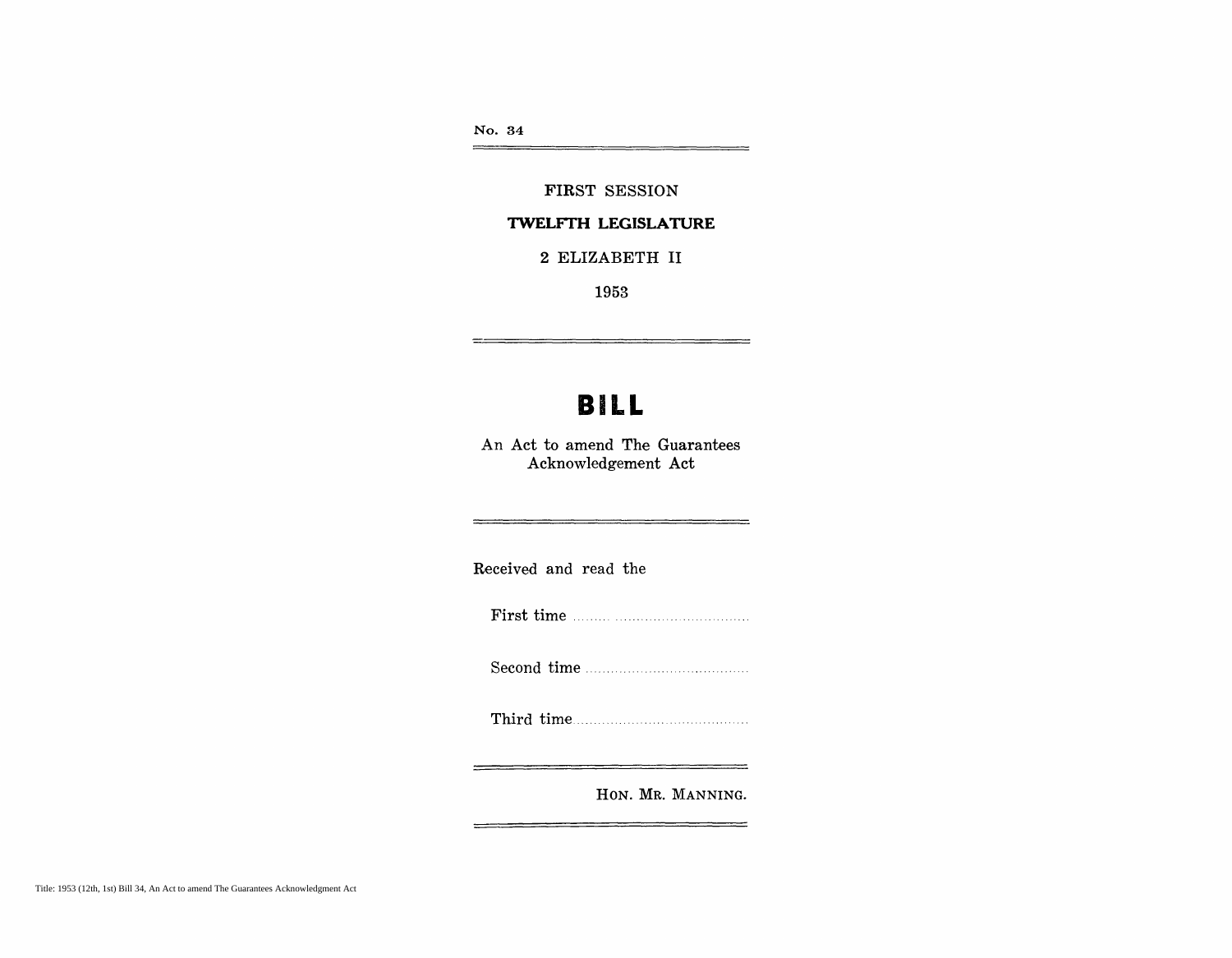No. 34

FIRST SESSION

**TWELFTH LEGISLATURE**

2 ELIZABETH II

1953

# BILL

An Act to amend The Guarantees Acknowledgement Act

Received and read the

First time ........................................

Second time ........................................

Third time ........................................

HON. MR. MANNING.

Title: 1953 (12th, 1st) Bill 34, An Act to amend The Guarantees Acknowledgment Act